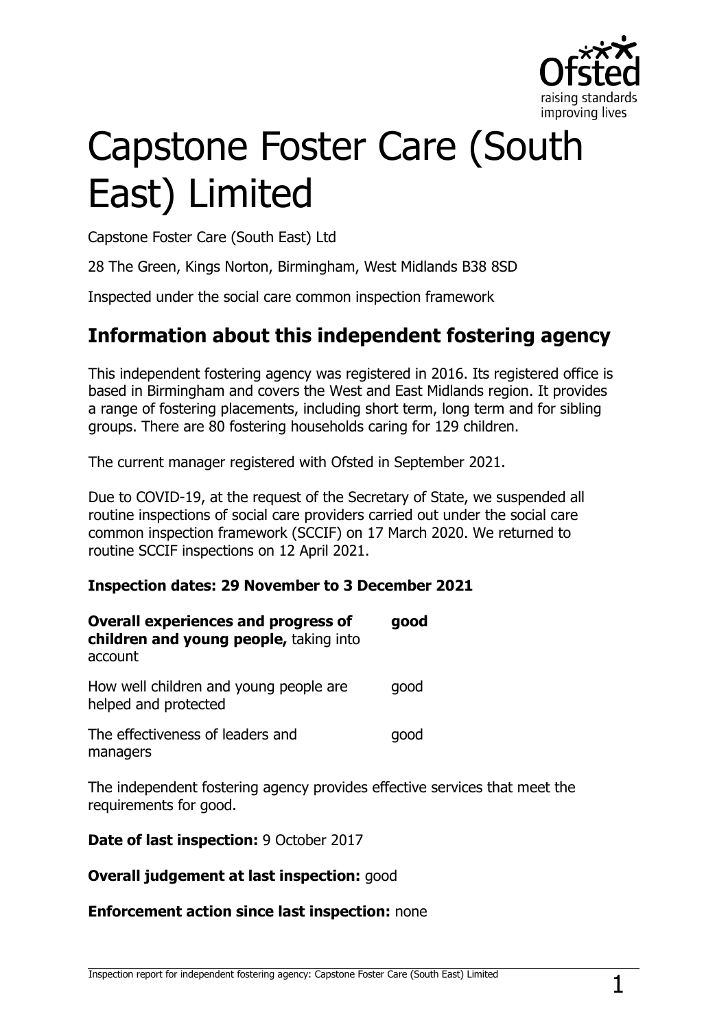# Capstone Foster Care (South East) Limited

Capstone Foster Care (South East) Ltd

28 The Green, Kings Norton, Birmingham, West Midlands B38 8SD

Inspected under the social care common inspection framework

## Information about this independent fostering agency

This independent fostering agency was registered in 2016. Its registered office is based in Birmingham and covers the West and East Midlands region. It provides a range of fostering placements, including short term, long term and for sibling groups. There are 80 fostering households caring for 129 children.

The current manager registered with Ofsted in September 2021.

Due to COVID-19, at the request of the Secretary of State, we suspended all routine inspections of social care providers carried out under the social care common inspection framework (SCCIF) on 17 March 2020. We returned to routine SCCIF inspections on 12 April 2021.

**Inspection dates: 29 November to 3 December 2021**

| | |
|---|---|
| **Overall experiences and progress of children and young people,** taking into account | **good** |
| How well children and young people are helped and protected | good |
| The effectiveness of leaders and managers | good |

The independent fostering agency provides effective services that meet the requirements for good.

**Date of last inspection:** 9 October 2017

**Overall judgement at last inspection:** good

**Enforcement action since last inspection:** none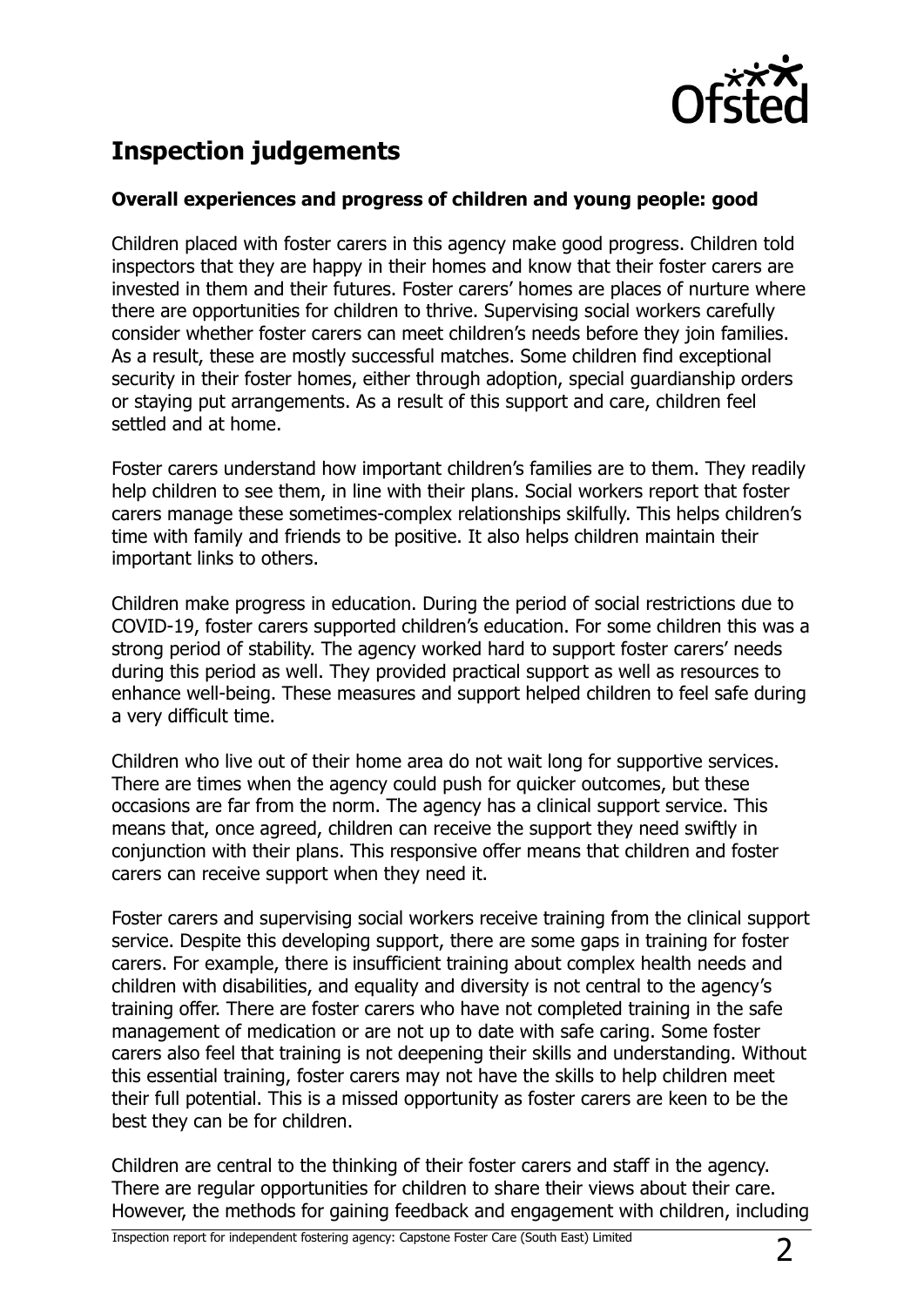## Inspection judgements

### Overall experiences and progress of children and young people: good

Children placed with foster carers in this agency make good progress. Children told inspectors that they are happy in their homes and know that their foster carers are invested in them and their futures. Foster carers' homes are places of nurture where there are opportunities for children to thrive. Supervising social workers carefully consider whether foster carers can meet children's needs before they join families. As a result, these are mostly successful matches. Some children find exceptional security in their foster homes, either through adoption, special guardianship orders or staying put arrangements. As a result of this support and care, children feel settled and at home.

Foster carers understand how important children's families are to them. They readily help children to see them, in line with their plans. Social workers report that foster carers manage these sometimes-complex relationships skilfully. This helps children's time with family and friends to be positive. It also helps children maintain their important links to others.

Children make progress in education. During the period of social restrictions due to COVID-19, foster carers supported children's education. For some children this was a strong period of stability. The agency worked hard to support foster carers' needs during this period as well. They provided practical support as well as resources to enhance well-being. These measures and support helped children to feel safe during a very difficult time.

Children who live out of their home area do not wait long for supportive services. There are times when the agency could push for quicker outcomes, but these occasions are far from the norm. The agency has a clinical support service. This means that, once agreed, children can receive the support they need swiftly in conjunction with their plans. This responsive offer means that children and foster carers can receive support when they need it.

Foster carers and supervising social workers receive training from the clinical support service. Despite this developing support, there are some gaps in training for foster carers. For example, there is insufficient training about complex health needs and children with disabilities, and equality and diversity is not central to the agency's training offer. There are foster carers who have not completed training in the safe management of medication or are not up to date with safe caring. Some foster carers also feel that training is not deepening their skills and understanding. Without this essential training, foster carers may not have the skills to help children meet their full potential. This is a missed opportunity as foster carers are keen to be the best they can be for children.

Children are central to the thinking of their foster carers and staff in the agency. There are regular opportunities for children to share their views about their care. However, the methods for gaining feedback and engagement with children, including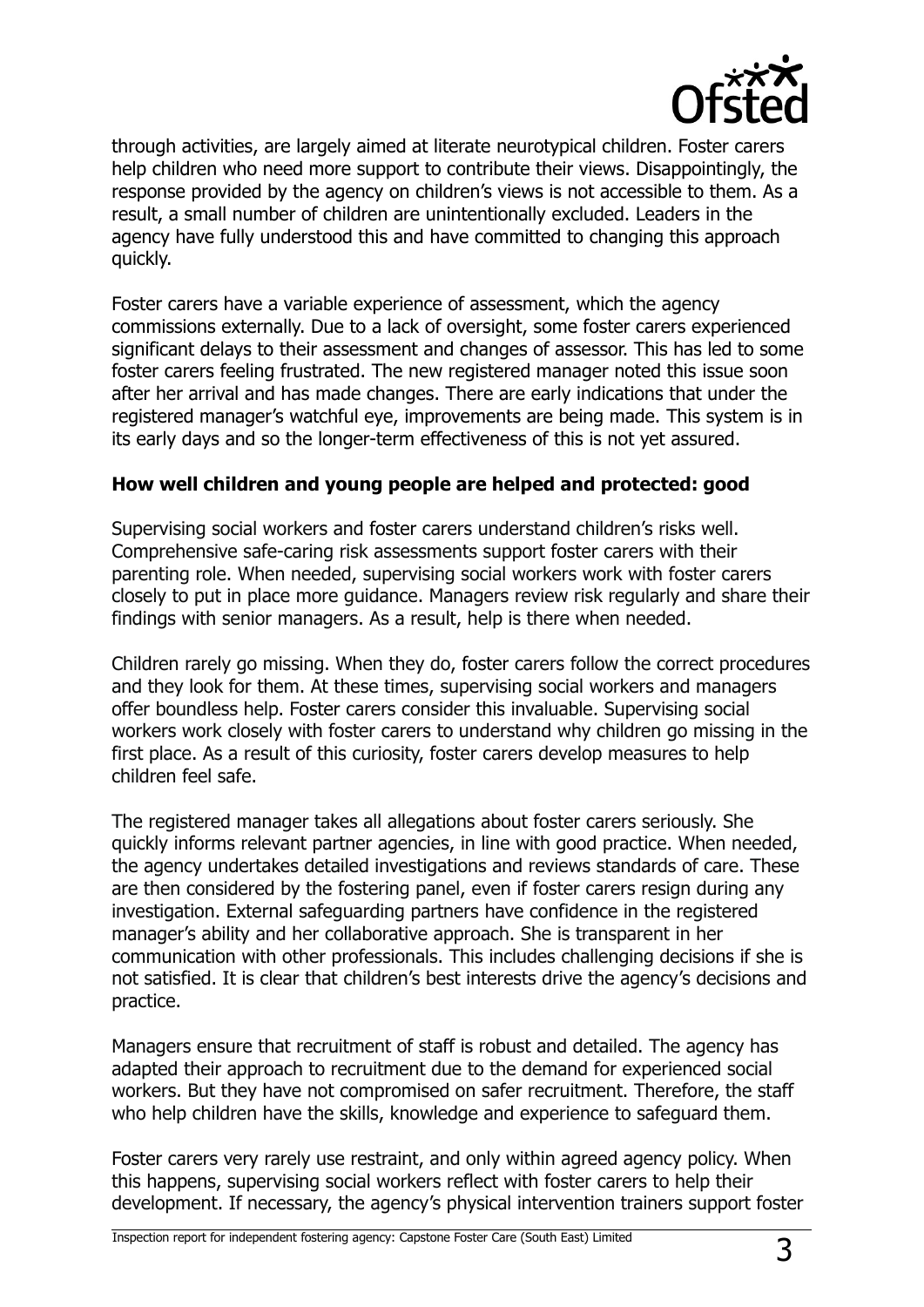through activities, are largely aimed at literate neurotypical children. Foster carers help children who need more support to contribute their views. Disappointingly, the response provided by the agency on children's views is not accessible to them. As a result, a small number of children are unintentionally excluded. Leaders in the agency have fully understood this and have committed to changing this approach quickly.

Foster carers have a variable experience of assessment, which the agency commissions externally. Due to a lack of oversight, some foster carers experienced significant delays to their assessment and changes of assessor. This has led to some foster carers feeling frustrated. The new registered manager noted this issue soon after her arrival and has made changes. There are early indications that under the registered manager's watchful eye, improvements are being made. This system is in its early days and so the longer-term effectiveness of this is not yet assured.

**How well children and young people are helped and protected: good**

Supervising social workers and foster carers understand children's risks well. Comprehensive safe-caring risk assessments support foster carers with their parenting role. When needed, supervising social workers work with foster carers closely to put in place more guidance. Managers review risk regularly and share their findings with senior managers. As a result, help is there when needed.

Children rarely go missing. When they do, foster carers follow the correct procedures and they look for them. At these times, supervising social workers and managers offer boundless help. Foster carers consider this invaluable. Supervising social workers work closely with foster carers to understand why children go missing in the first place. As a result of this curiosity, foster carers develop measures to help children feel safe.

The registered manager takes all allegations about foster carers seriously. She quickly informs relevant partner agencies, in line with good practice. When needed, the agency undertakes detailed investigations and reviews standards of care. These are then considered by the fostering panel, even if foster carers resign during any investigation. External safeguarding partners have confidence in the registered manager's ability and her collaborative approach. She is transparent in her communication with other professionals. This includes challenging decisions if she is not satisfied. It is clear that children's best interests drive the agency's decisions and practice.

Managers ensure that recruitment of staff is robust and detailed. The agency has adapted their approach to recruitment due to the demand for experienced social workers. But they have not compromised on safer recruitment. Therefore, the staff who help children have the skills, knowledge and experience to safeguard them.

Foster carers very rarely use restraint, and only within agreed agency policy. When this happens, supervising social workers reflect with foster carers to help their development. If necessary, the agency's physical intervention trainers support foster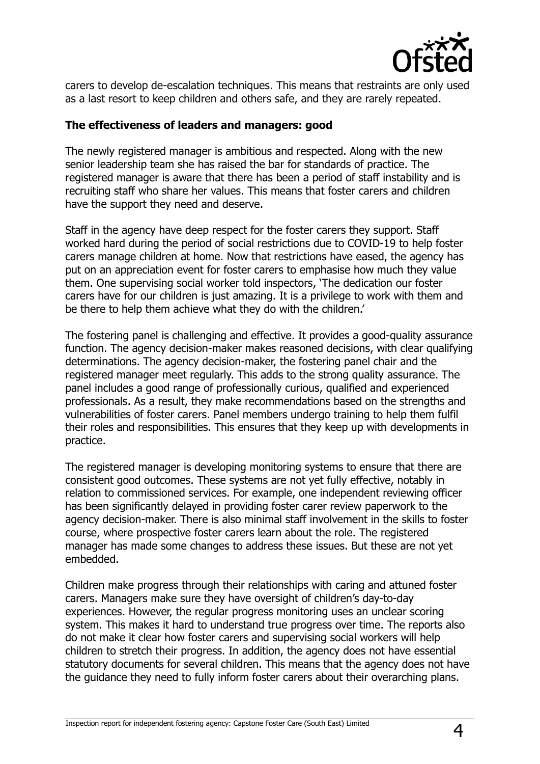carers to develop de-escalation techniques. This means that restraints are only used as a last resort to keep children and others safe, and they are rarely repeated.

**The effectiveness of leaders and managers: good**

The newly registered manager is ambitious and respected. Along with the new senior leadership team she has raised the bar for standards of practice. The registered manager is aware that there has been a period of staff instability and is recruiting staff who share her values. This means that foster carers and children have the support they need and deserve.

Staff in the agency have deep respect for the foster carers they support. Staff worked hard during the period of social restrictions due to COVID-19 to help foster carers manage children at home. Now that restrictions have eased, the agency has put on an appreciation event for foster carers to emphasise how much they value them. One supervising social worker told inspectors, 'The dedication our foster carers have for our children is just amazing. It is a privilege to work with them and be there to help them achieve what they do with the children.'

The fostering panel is challenging and effective. It provides a good-quality assurance function. The agency decision-maker makes reasoned decisions, with clear qualifying determinations. The agency decision-maker, the fostering panel chair and the registered manager meet regularly. This adds to the strong quality assurance. The panel includes a good range of professionally curious, qualified and experienced professionals. As a result, they make recommendations based on the strengths and vulnerabilities of foster carers. Panel members undergo training to help them fulfil their roles and responsibilities. This ensures that they keep up with developments in practice.

The registered manager is developing monitoring systems to ensure that there are consistent good outcomes. These systems are not yet fully effective, notably in relation to commissioned services. For example, one independent reviewing officer has been significantly delayed in providing foster carer review paperwork to the agency decision-maker. There is also minimal staff involvement in the skills to foster course, where prospective foster carers learn about the role. The registered manager has made some changes to address these issues. But these are not yet embedded.

Children make progress through their relationships with caring and attuned foster carers. Managers make sure they have oversight of children's day-to-day experiences. However, the regular progress monitoring uses an unclear scoring system. This makes it hard to understand true progress over time. The reports also do not make it clear how foster carers and supervising social workers will help children to stretch their progress. In addition, the agency does not have essential statutory documents for several children. This means that the agency does not have the guidance they need to fully inform foster carers about their overarching plans.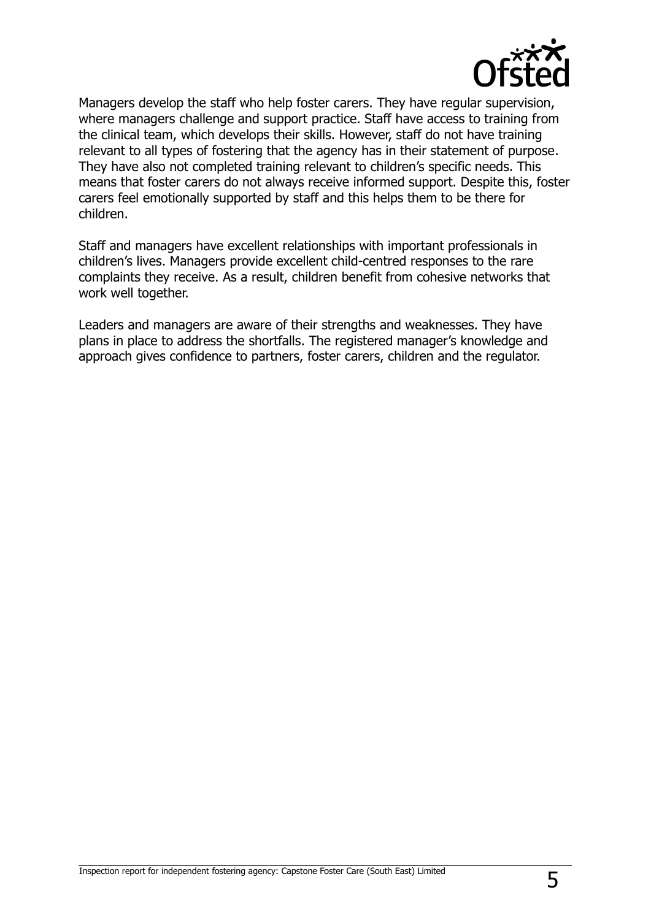Managers develop the staff who help foster carers. They have regular supervision, where managers challenge and support practice. Staff have access to training from the clinical team, which develops their skills. However, staff do not have training relevant to all types of fostering that the agency has in their statement of purpose. They have also not completed training relevant to children's specific needs. This means that foster carers do not always receive informed support. Despite this, foster carers feel emotionally supported by staff and this helps them to be there for children.

Staff and managers have excellent relationships with important professionals in children's lives. Managers provide excellent child-centred responses to the rare complaints they receive. As a result, children benefit from cohesive networks that work well together.

Leaders and managers are aware of their strengths and weaknesses. They have plans in place to address the shortfalls. The registered manager's knowledge and approach gives confidence to partners, foster carers, children and the regulator.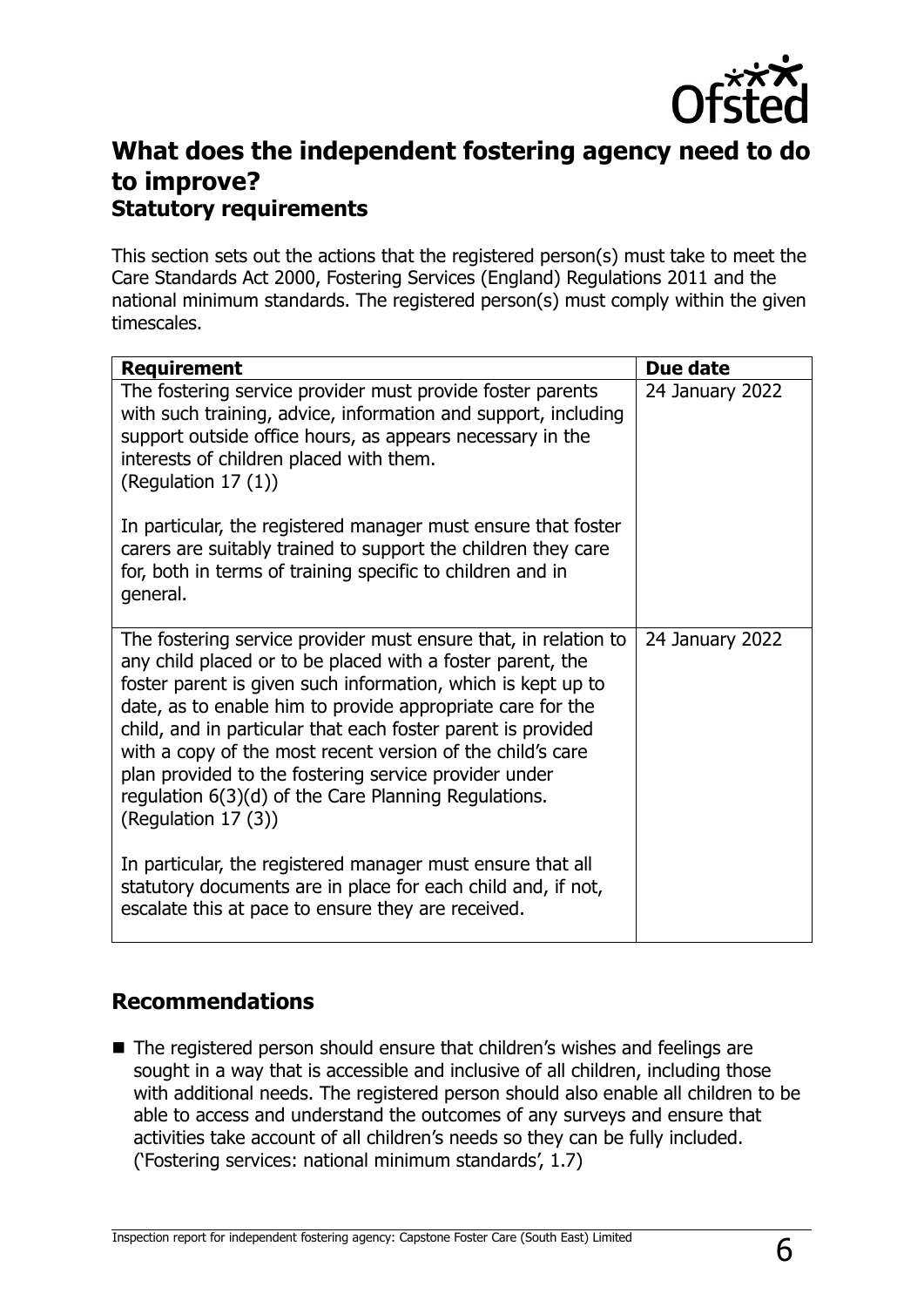## What does the independent fostering agency need to do to improve?

### Statutory requirements

This section sets out the actions that the registered person(s) must take to meet the Care Standards Act 2000, Fostering Services (England) Regulations 2011 and the national minimum standards. The registered person(s) must comply within the given timescales.

| Requirement | Due date |
|---|---|
| The fostering service provider must provide foster parents with such training, advice, information and support, including support outside office hours, as appears necessary in the interests of children placed with them. (Regulation 17 (1))<br><br>In particular, the registered manager must ensure that foster carers are suitably trained to support the children they care for, both in terms of training specific to children and in general. | 24 January 2022 |
| The fostering service provider must ensure that, in relation to any child placed or to be placed with a foster parent, the foster parent is given such information, which is kept up to date, as to enable him to provide appropriate care for the child, and in particular that each foster parent is provided with a copy of the most recent version of the child's care plan provided to the fostering service provider under regulation 6(3)(d) of the Care Planning Regulations. (Regulation 17 (3))<br><br>In particular, the registered manager must ensure that all statutory documents are in place for each child and, if not, escalate this at pace to ensure they are received. | 24 January 2022 |

## Recommendations

- The registered person should ensure that children's wishes and feelings are sought in a way that is accessible and inclusive of all children, including those with additional needs. The registered person should also enable all children to be able to access and understand the outcomes of any surveys and ensure that activities take account of all children's needs so they can be fully included. ('Fostering services: national minimum standards', 1.7)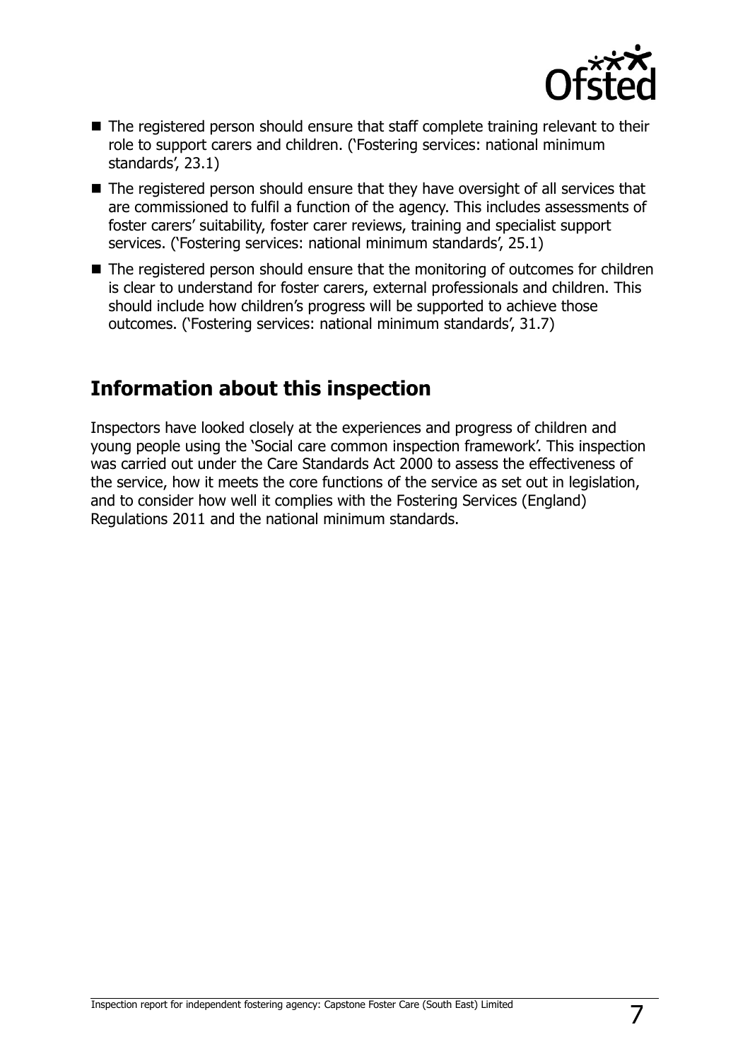- The registered person should ensure that staff complete training relevant to their role to support carers and children. ('Fostering services: national minimum standards', 23.1)
- The registered person should ensure that they have oversight of all services that are commissioned to fulfil a function of the agency. This includes assessments of foster carers' suitability, foster carer reviews, training and specialist support services. ('Fostering services: national minimum standards', 25.1)
- The registered person should ensure that the monitoring of outcomes for children is clear to understand for foster carers, external professionals and children. This should include how children's progress will be supported to achieve those outcomes. ('Fostering services: national minimum standards', 31.7)

## Information about this inspection

Inspectors have looked closely at the experiences and progress of children and young people using the 'Social care common inspection framework'. This inspection was carried out under the Care Standards Act 2000 to assess the effectiveness of the service, how it meets the core functions of the service as set out in legislation, and to consider how well it complies with the Fostering Services (England) Regulations 2011 and the national minimum standards.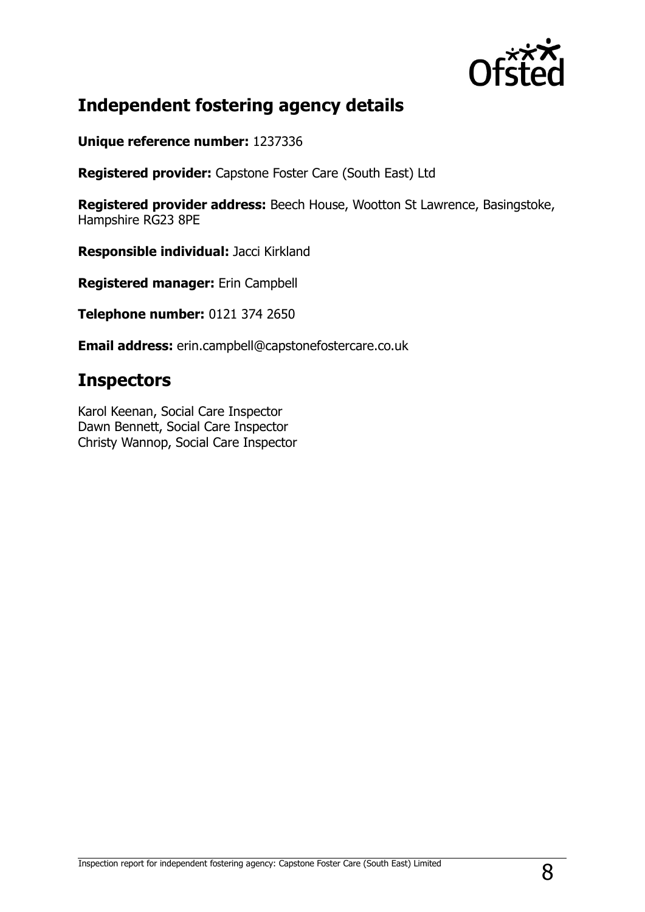## Independent fostering agency details

**Unique reference number:** 1237336

**Registered provider:** Capstone Foster Care (South East) Ltd

**Registered provider address:** Beech House, Wootton St Lawrence, Basingstoke, Hampshire RG23 8PE

**Responsible individual:** Jacci Kirkland

**Registered manager:** Erin Campbell

**Telephone number:** 0121 374 2650

**Email address:** erin.campbell@capstonefostercare.co.uk

## Inspectors

Karol Keenan, Social Care Inspector
Dawn Bennett, Social Care Inspector
Christy Wannop, Social Care Inspector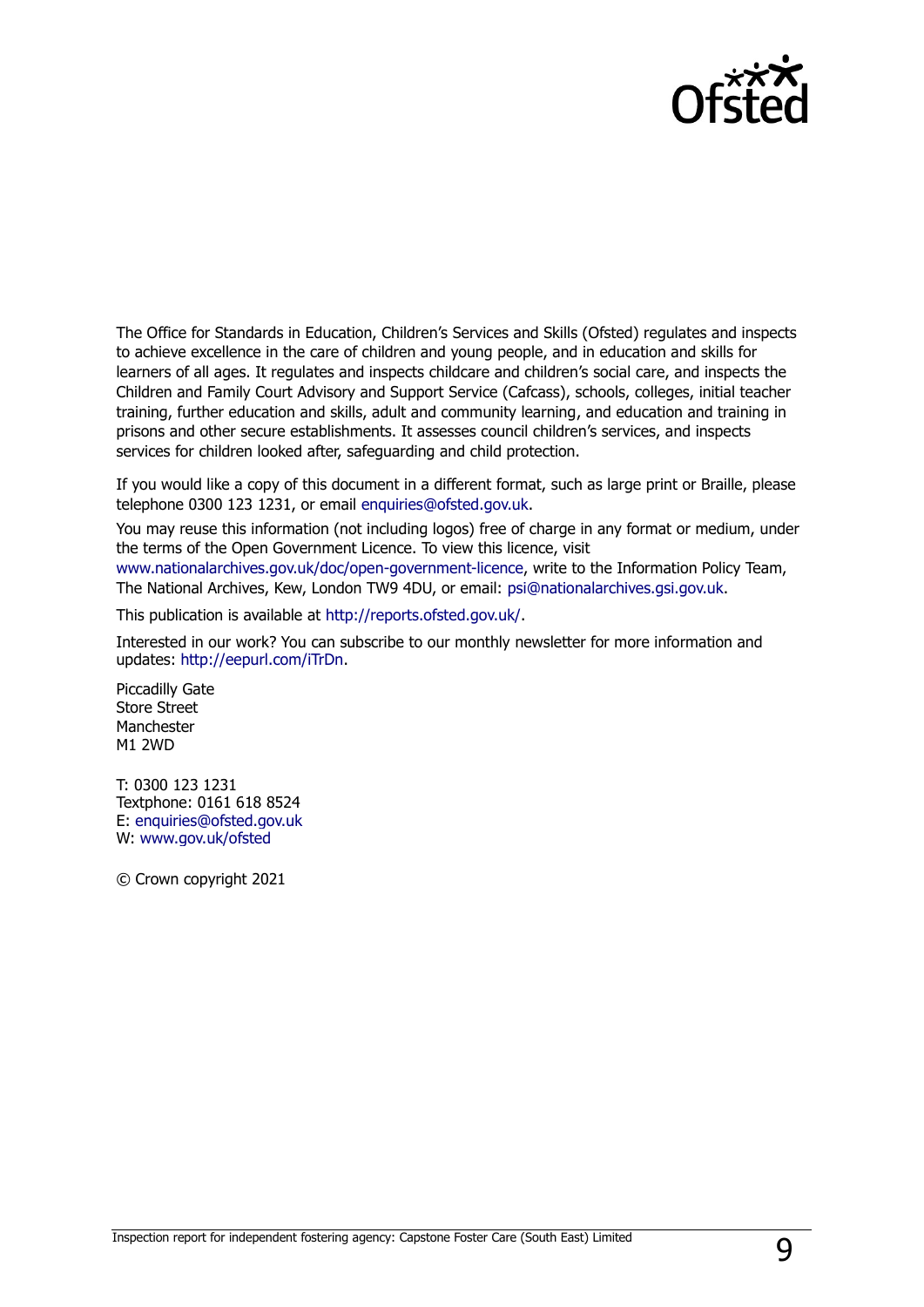The Office for Standards in Education, Children's Services and Skills (Ofsted) regulates and inspects to achieve excellence in the care of children and young people, and in education and skills for learners of all ages. It regulates and inspects childcare and children's social care, and inspects the Children and Family Court Advisory and Support Service (Cafcass), schools, colleges, initial teacher training, further education and skills, adult and community learning, and education and training in prisons and other secure establishments. It assesses council children's services, and inspects services for children looked after, safeguarding and child protection.

If you would like a copy of this document in a different format, such as large print or Braille, please telephone 0300 123 1231, or email enquiries@ofsted.gov.uk.

You may reuse this information (not including logos) free of charge in any format or medium, under the terms of the Open Government Licence. To view this licence, visit www.nationalarchives.gov.uk/doc/open-government-licence, write to the Information Policy Team, The National Archives, Kew, London TW9 4DU, or email: psi@nationalarchives.gsi.gov.uk.

This publication is available at http://reports.ofsted.gov.uk/.

Interested in our work? You can subscribe to our monthly newsletter for more information and updates: http://eepurl.com/iTrDn.

Piccadilly Gate
Store Street
Manchester
M1 2WD

T: 0300 123 1231
Textphone: 0161 618 8524
E: enquiries@ofsted.gov.uk
W: www.gov.uk/ofsted

© Crown copyright 2021